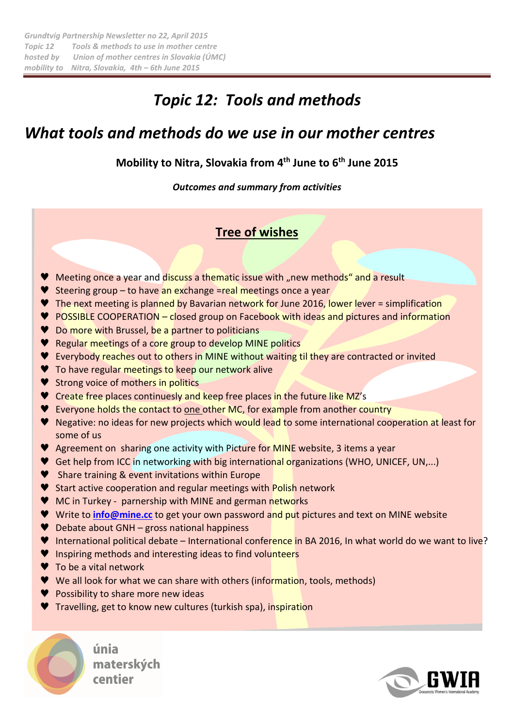*Grundtvig Partnership Newsletter no 22, April 2015*
*Topic 12 Tools & methods to use in mother centre*
*hosted by Union of mother centres in Slovakia (ÚMC)*
*mobility to Nitra, Slovakia, 4th – 6th June 2015*

# *Topic 12: Tools and methods*

## *What tools and methods do we use in our mother centres*

**Mobility to Nitra, Slovakia from 4th June to 6th June 2015**

***Outcomes and summary from activities***

### Tree of wishes

- Meeting once a year and discuss a thematic issue with „new methods" and a result
- Steering group – to have an exchange =real meetings once a year
- The next meeting is planned by Bavarian network for June 2016, lower lever = simplification
- POSSIBLE COOPERATION – closed group on Facebook with ideas and pictures and information
- Do more with Brussel, be a partner to politicians
- Regular meetings of a core group to develop MINE politics
- Everybody reaches out to others in MINE without waiting til they are contracted or invited
- To have regular meetings to keep our network alive
- Strong voice of mothers in politics
- Create free places continuesly and keep free places in the future like MZ's
- Everyone holds the contact to one other MC, for example from another country
- Negative: no ideas for new projects which would lead to some international cooperation at least for some of us
- Agreement on sharing one activity with Picture for MINE website, 3 items a year
- Get help from ICC in networking with big international organizations (WHO, UNICEF, UN,...)
- Share training & event invitations within Europe
- Start active cooperation and regular meetings with Polish network
- MC in Turkey - parnership with MINE and german networks
- Write to **info@mine.cc** to get your own password and put pictures and text on MINE website
- Debate about GNH – gross national happiness
- International political debate – International conference in BA 2016, In what world do we want to live?
- Inspiring methods and interesting ideas to find volunteers
- To be a vital network
- We all look for what we can share with others (information, tools, methods)
- Possibility to share more new ideas
- Travelling, get to know new cultures (turkish spa), inspiration

únia materských centier

GWIA Grassroots Women's International Academy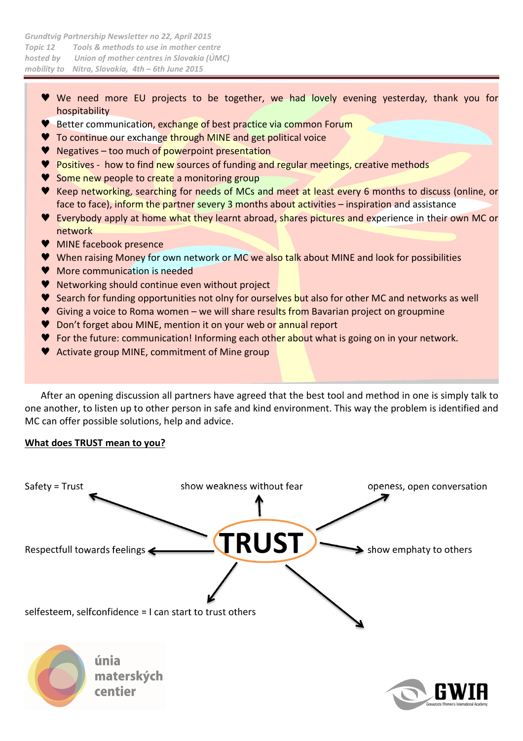- We need more EU projects to be together, we had lovely evening yesterday, thank you for hospitability
- Better communication, exchange of best practice via common Forum
- To continue our exchange through MINE and get political voice
- Negatives – too much of powerpoint presentation
- Positives - how to find new sources of funding and regular meetings, creative methods
- Some new people to create a monitoring group
- Keep networking, searching for needs of MCs and meet at least every 6 months to discuss (online, or face to face), inform the partner severy 3 months about activities – inspiration and assistance
- Everybody apply at home what they learnt abroad, shares pictures and experience in their own MC or network
- MINE facebook presence
- When raising Money for own network or MC we also talk about MINE and look for possibilities
- More communication is needed
- Networking should continue even without project
- Search for funding opportunities not olny for ourselves but also for other MC and networks as well
- Giving a voice to Roma women – we will share results from Bavarian project on groupmine
- Don't forget abou MINE, mention it on your web or annual report
- For the future: communication! Informing each other about what is going on in your network.
- Activate group MINE, commitment of Mine group

After an opening discussion all partners have agreed that the best tool and method in one is simply talk to one another, to listen up to other person in safe and kind environment. This way the problem is identified and MC can offer possible solutions, help and advice.

**What does TRUST mean to you?**

TRUST

- Safety = Trust
- show weakness without fear
- openess, open conversation
- Respectfull towards feelings
- show emphaty to others
- selfesteem, selfconfidence = I can start to trust others

únia materských centier

GWIA Grassroots Women's International Academy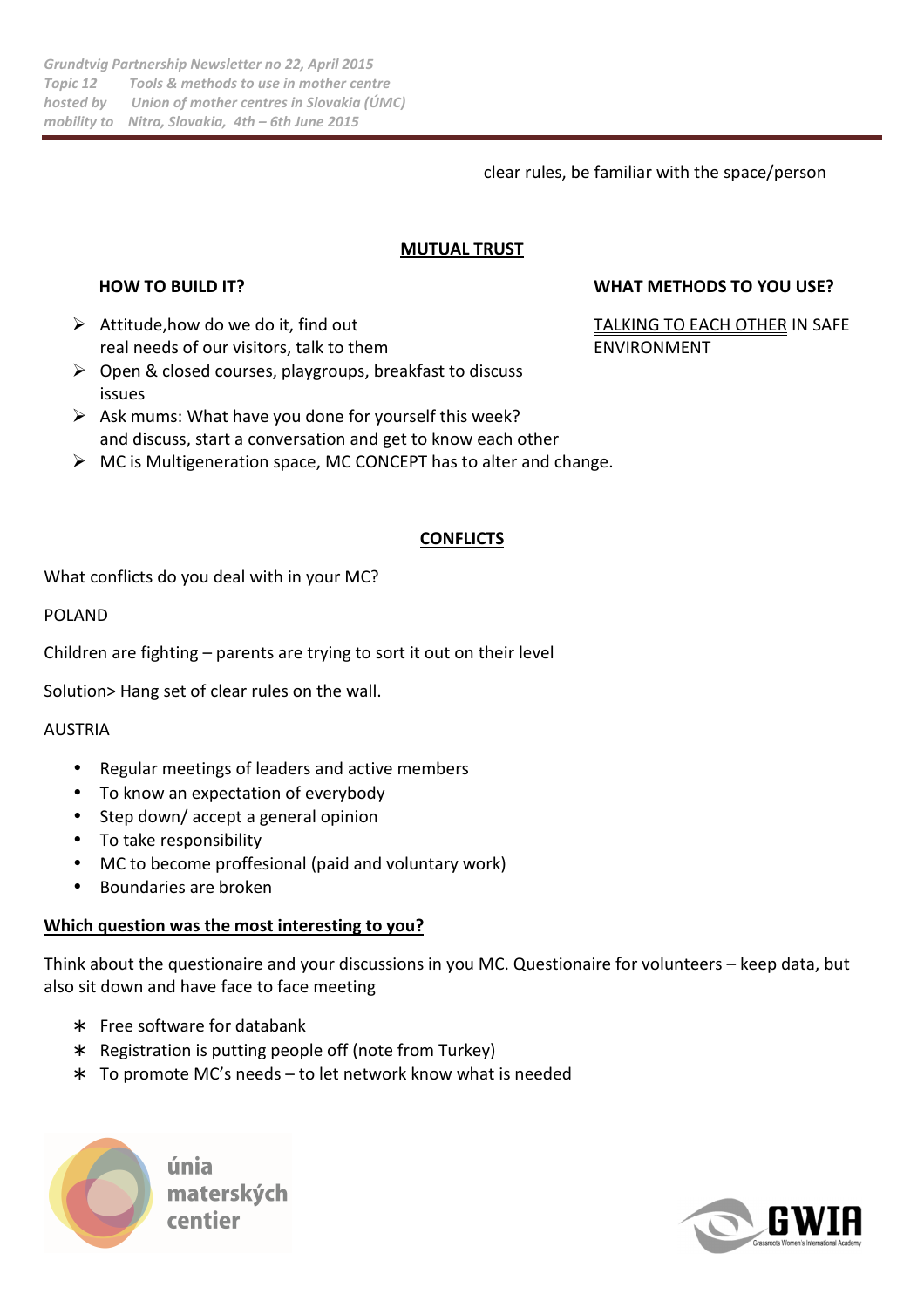clear rules, be familiar with the space/person

## MUTUAL TRUST

**HOW TO BUILD IT?**

- Attitude,how do we do it, find out real needs of our visitors, talk to them
- Open & closed courses, playgroups, breakfast to discuss issues
- Ask mums: What have you done for yourself this week? and discuss, start a conversation and get to know each other
- MC is Multigeneration space, MC CONCEPT has to alter and change.

**WHAT METHODS TO YOU USE?**

TALKING TO EACH OTHER IN SAFE ENVIRONMENT

## CONFLICTS

What conflicts do you deal with in your MC?

POLAND

Children are fighting – parents are trying to sort it out on their level

Solution> Hang set of clear rules on the wall.

AUSTRIA

- Regular meetings of leaders and active members
- To know an expectation of everybody
- Step down/ accept a general opinion
- To take responsibility
- MC to become proffesional (paid and voluntary work)
- Boundaries are broken

**Which question was the most interesting to you?**

Think about the questionaire and your discussions in you MC. Questionaire for volunteers – keep data, but also sit down and have face to face meeting

- Free software for databank
- Registration is putting people off (note from Turkey)
- To promote MC's needs – to let network know what is needed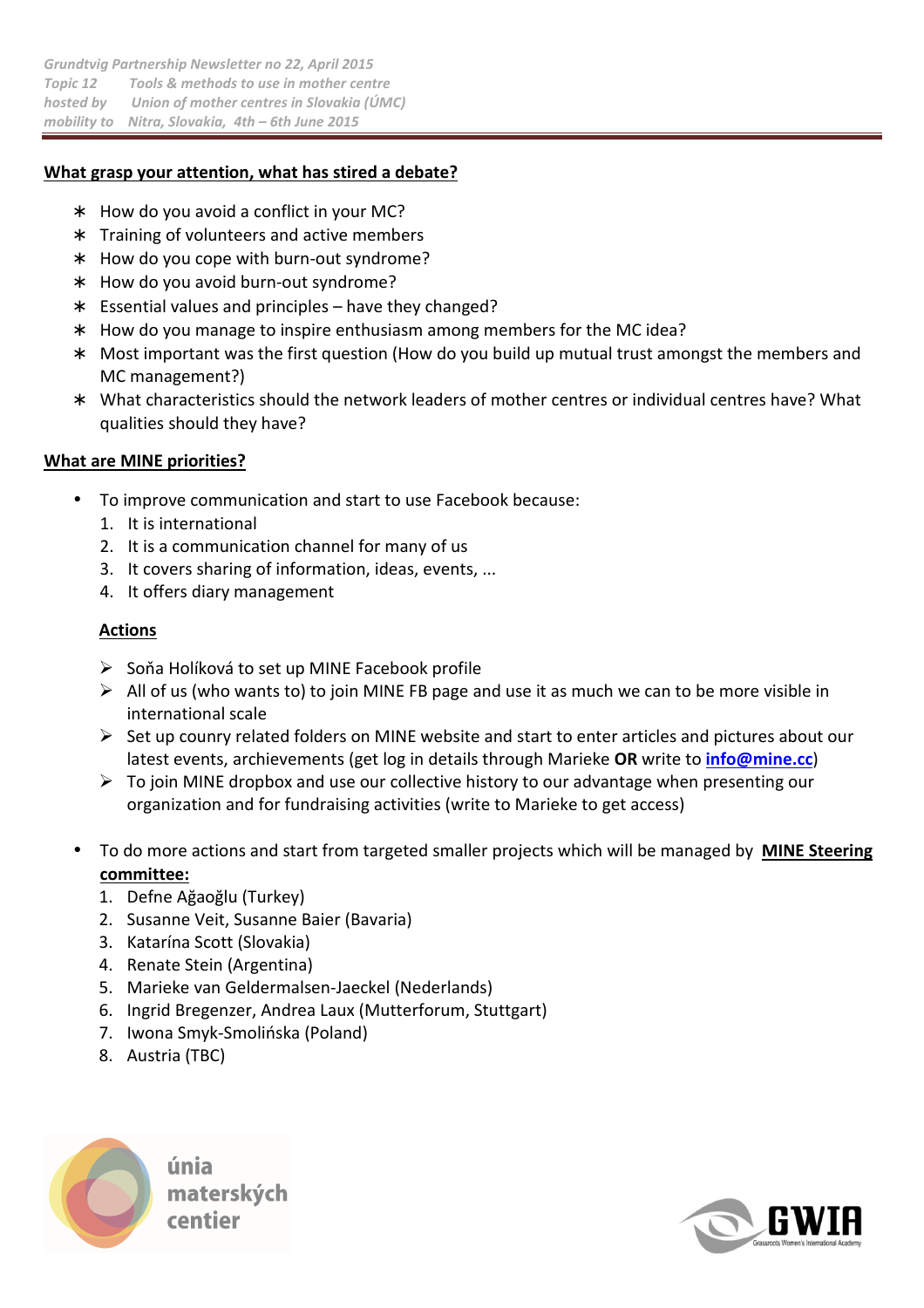*Grundtvig Partnership Newsletter no 22, April 2015*
*Topic 12 Tools & methods to use in mother centre*
*hosted by Union of mother centres in Slovakia (ÚMC)*
*mobility to Nitra, Slovakia, 4th – 6th June 2015*

**What grasp your attention, what has stired a debate?**

- How do you avoid a conflict in your MC?
- Training of volunteers and active members
- How do you cope with burn-out syndrome?
- How do you avoid burn-out syndrome?
- Essential values and principles – have they changed?
- How do you manage to inspire enthusiasm among members for the MC idea?
- Most important was the first question (How do you build up mutual trust amongst the members and MC management?)
- What characteristics should the network leaders of mother centres or individual centres have? What qualities should they have?

**What are MINE priorities?**

- To improve communication and start to use Facebook because:
  1. It is international
  2. It is a communication channel for many of us
  3. It covers sharing of information, ideas, events, ...
  4. It offers diary management

  **Actions**

  - Soňa Holíková to set up MINE Facebook profile
  - All of us (who wants to) to join MINE FB page and use it as much we can to be more visible in international scale
  - Set up counry related folders on MINE website and start to enter articles and pictures about our latest events, archievements (get log in details through Marieke **OR** write to info@mine.cc)
  - To join MINE dropbox and use our collective history to our advantage when presenting our organization and for fundraising activities (write to Marieke to get access)

- To do more actions and start from targeted smaller projects which will be managed by **MINE Steering committee:**
  1. Defne Ağaoğlu (Turkey)
  2. Susanne Veit, Susanne Baier (Bavaria)
  3. Katarína Scott (Slovakia)
  4. Renate Stein (Argentina)
  5. Marieke van Geldermalsen-Jaeckel (Nederlands)
  6. Ingrid Bregenzer, Andrea Laux (Mutterforum, Stuttgart)
  7. Iwona Smyk-Smolińska (Poland)
  8. Austria (TBC)

únia materských centier

GWIA Grassroots Women's International Academy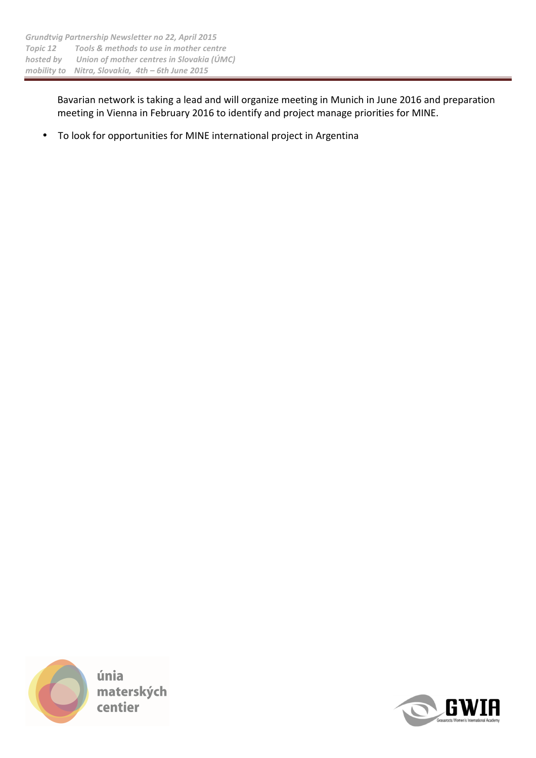Bavarian network is taking a lead and will organize meeting in Munich in June 2016 and preparation meeting in Vienna in February 2016 to identify and project manage priorities for MINE.

- To look for opportunities for MINE international project in Argentina